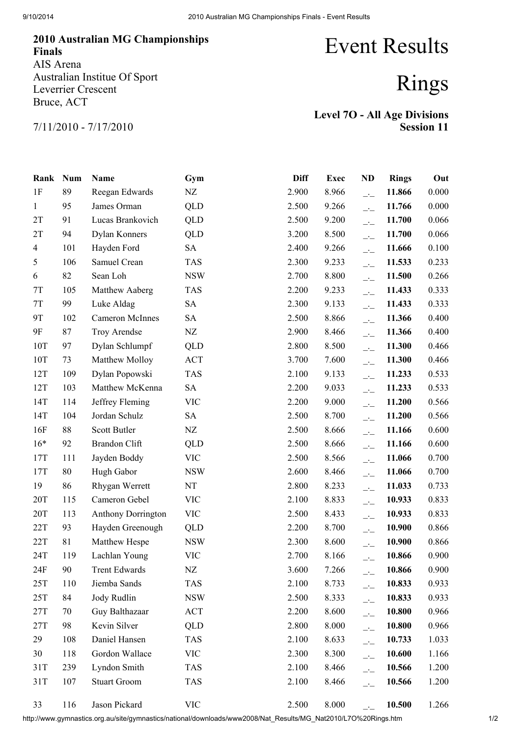**2010 Australian MG Championships Finals**
AIS Arena
Australian Institue Of Sport
Leverrier Crescent
Bruce, ACT

7/11/2010 - 7/17/2010

# Event Results

# Rings

**Level 7O - All Age Divisions**
**Session 11**

| Rank | Num | Name | Gym | Diff | Exec | ND | Rings | Out |
|---|---|---|---|---|---|---|---|---|
| 1F | 89 | Reegan Edwards | NZ | 2.900 | 8.966 | _._ | **11.866** | 0.000 |
| 1 | 95 | James Orman | QLD | 2.500 | 9.266 | _._ | **11.766** | 0.000 |
| 2T | 91 | Lucas Brankovich | QLD | 2.500 | 9.200 | _._ | **11.700** | 0.066 |
| 2T | 94 | Dylan Konners | QLD | 3.200 | 8.500 | _._ | **11.700** | 0.066 |
| 4 | 101 | Hayden Ford | SA | 2.400 | 9.266 | _._ | **11.666** | 0.100 |
| 5 | 106 | Samuel Crean | TAS | 2.300 | 9.233 | _._ | **11.533** | 0.233 |
| 6 | 82 | Sean Loh | NSW | 2.700 | 8.800 | _._ | **11.500** | 0.266 |
| 7T | 105 | Matthew Aaberg | TAS | 2.200 | 9.233 | _._ | **11.433** | 0.333 |
| 7T | 99 | Luke Aldag | SA | 2.300 | 9.133 | _._ | **11.433** | 0.333 |
| 9T | 102 | Cameron McInnes | SA | 2.500 | 8.866 | _._ | **11.366** | 0.400 |
| 9F | 87 | Troy Arendse | NZ | 2.900 | 8.466 | _._ | **11.366** | 0.400 |
| 10T | 97 | Dylan Schlumpf | QLD | 2.800 | 8.500 | _._ | **11.300** | 0.466 |
| 10T | 73 | Matthew Molloy | ACT | 3.700 | 7.600 | _._ | **11.300** | 0.466 |
| 12T | 109 | Dylan Popowski | TAS | 2.100 | 9.133 | _._ | **11.233** | 0.533 |
| 12T | 103 | Matthew McKenna | SA | 2.200 | 9.033 | _._ | **11.233** | 0.533 |
| 14T | 114 | Jeffrey Fleming | VIC | 2.200 | 9.000 | _._ | **11.200** | 0.566 |
| 14T | 104 | Jordan Schulz | SA | 2.500 | 8.700 | _._ | **11.200** | 0.566 |
| 16F | 88 | Scott Butler | NZ | 2.500 | 8.666 | _._ | **11.166** | 0.600 |
| 16* | 92 | Brandon Clift | QLD | 2.500 | 8.666 | _._ | **11.166** | 0.600 |
| 17T | 111 | Jayden Boddy | VIC | 2.500 | 8.566 | _._ | **11.066** | 0.700 |
| 17T | 80 | Hugh Gabor | NSW | 2.600 | 8.466 | _._ | **11.066** | 0.700 |
| 19 | 86 | Rhygan Werrett | NT | 2.800 | 8.233 | _._ | **11.033** | 0.733 |
| 20T | 115 | Cameron Gebel | VIC | 2.100 | 8.833 | _._ | **10.933** | 0.833 |
| 20T | 113 | Anthony Dorrington | VIC | 2.500 | 8.433 | _._ | **10.933** | 0.833 |
| 22T | 93 | Hayden Greenough | QLD | 2.200 | 8.700 | _._ | **10.900** | 0.866 |
| 22T | 81 | Matthew Hespe | NSW | 2.300 | 8.600 | _._ | **10.900** | 0.866 |
| 24T | 119 | Lachlan Young | VIC | 2.700 | 8.166 | _._ | **10.866** | 0.900 |
| 24F | 90 | Trent Edwards | NZ | 3.600 | 7.266 | _._ | **10.866** | 0.900 |
| 25T | 110 | Jiemba Sands | TAS | 2.100 | 8.733 | _._ | **10.833** | 0.933 |
| 25T | 84 | Jody Rudlin | NSW | 2.500 | 8.333 | _._ | **10.833** | 0.933 |
| 27T | 70 | Guy Balthazaar | ACT | 2.200 | 8.600 | _._ | **10.800** | 0.966 |
| 27T | 98 | Kevin Silver | QLD | 2.800 | 8.000 | _._ | **10.800** | 0.966 |
| 29 | 108 | Daniel Hansen | TAS | 2.100 | 8.633 | _._ | **10.733** | 1.033 |
| 30 | 118 | Gordon Wallace | VIC | 2.300 | 8.300 | _._ | **10.600** | 1.166 |
| 31T | 239 | Lyndon Smith | TAS | 2.100 | 8.466 | _._ | **10.566** | 1.200 |
| 31T | 107 | Stuart Groom | TAS | 2.100 | 8.466 | _._ | **10.566** | 1.200 |
| 33 | 116 | Jason Pickard | VIC | 2.500 | 8.000 | _._ | **10.500** | 1.266 |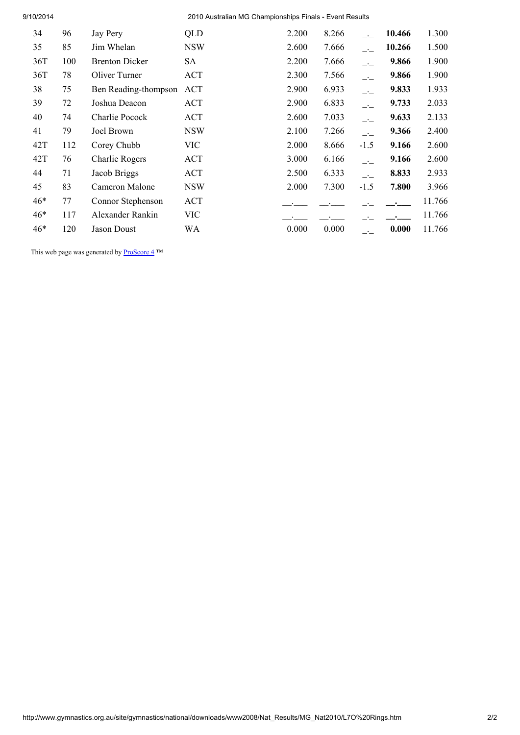| | | | | | | | | |
|---|---|---|---|---|---|---|---|---|
| 34 | 96 | Jay Pery | QLD | 2.200 | 8.266 | _._ | **10.466** | 1.300 |
| 35 | 85 | Jim Whelan | NSW | 2.600 | 7.666 | _._ | **10.266** | 1.500 |
| 36T | 100 | Brenton Dicker | SA | 2.200 | 7.666 | _._ | **9.866** | 1.900 |
| 36T | 78 | Oliver Turner | ACT | 2.300 | 7.566 | _._ | **9.866** | 1.900 |
| 38 | 75 | Ben Reading-thompson | ACT | 2.900 | 6.933 | _._ | **9.833** | 1.933 |
| 39 | 72 | Joshua Deacon | ACT | 2.900 | 6.833 | _._ | **9.733** | 2.033 |
| 40 | 74 | Charlie Pocock | ACT | 2.600 | 7.033 | _._ | **9.633** | 2.133 |
| 41 | 79 | Joel Brown | NSW | 2.100 | 7.266 | _._ | **9.366** | 2.400 |
| 42T | 112 | Corey Chubb | VIC | 2.000 | 8.666 | -1.5 | **9.166** | 2.600 |
| 42T | 76 | Charlie Rogers | ACT | 3.000 | 6.166 | _._ | **9.166** | 2.600 |
| 44 | 71 | Jacob Briggs | ACT | 2.500 | 6.333 | _._ | **8.833** | 2.933 |
| 45 | 83 | Cameron Malone | NSW | 2.000 | 7.300 | -1.5 | **7.800** | 3.966 |
| 46* | 77 | Connor Stephenson | ACT | __.___ | __.___ | _._ | **__.___** | 11.766 |
| 46* | 117 | Alexander Rankin | VIC | __.___ | __.___ | _._ | **__.___** | 11.766 |
| 46* | 120 | Jason Doust | WA | 0.000 | 0.000 | _._ | **0.000** | 11.766 |

This web page was generated by ProScore 4 ™